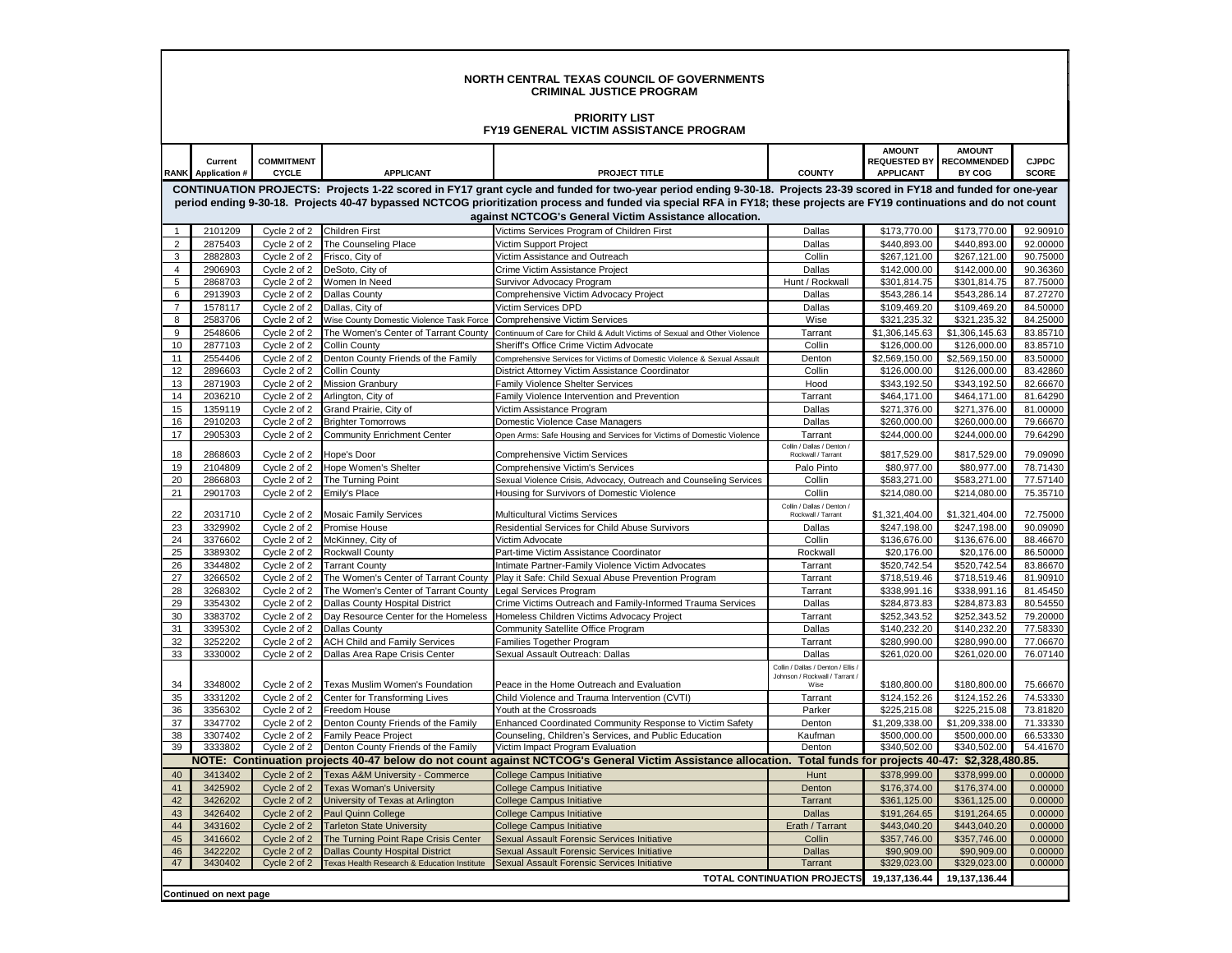**NORTH CENTRAL TEXAS COUNCIL OF GOVERNMENTS**
**CRIMINAL JUSTICE PROGRAM**

**PRIORITY LIST**
**FY19 GENERAL VICTIM ASSISTANCE PROGRAM**

| RANK | Current Application # | COMMITMENT CYCLE | APPLICANT | PROJECT TITLE | COUNTY | AMOUNT REQUESTED BY APPLICANT | AMOUNT RECOMMENDED BY COG | CJPDC SCORE |
|---|---|---|---|---|---|---|---|---|
| **CONTINUATION PROJECTS: Projects 1-22 scored in FY17 grant cycle and funded for two-year period ending 9-30-18. Projects 23-39 scored in FY18 and funded for one-year period ending 9-30-18. Projects 40-47 bypassed NCTCOG prioritization process and funded via special RFA in FY18; these projects are FY19 continuations and do not count against NCTCOG's General Victim Assistance allocation.** | | | | | | | | |
| 1 | 2101209 | Cycle 2 of 2 | Children First | Victims Services Program of Children First | Dallas | $173,770.00 | $173,770.00 | 92.90910 |
| 2 | 2875403 | Cycle 2 of 2 | The Counseling Place | Victim Support Project | Dallas | $440,893.00 | $440,893.00 | 92.00000 |
| 3 | 2882803 | Cycle 2 of 2 | Frisco, City of | Victim Assistance and Outreach | Collin | $267,121.00 | $267,121.00 | 90.75000 |
| 4 | 2906903 | Cycle 2 of 2 | DeSoto, City of | Crime Victim Assistance Project | Dallas | $142,000.00 | $142,000.00 | 90.36360 |
| 5 | 2868703 | Cycle 2 of 2 | Women In Need | Survivor Advocacy Program | Hunt / Rockwall | $301,814.75 | $301,814.75 | 87.75000 |
| 6 | 2913903 | Cycle 2 of 2 | Dallas County | Comprehensive Victim Advocacy Project | Dallas | $543,286.14 | $543,286.14 | 87.27270 |
| 7 | 1578117 | Cycle 2 of 2 | Dallas, City of | Victim Services DPD | Dallas | $109,469.20 | $109,469.20 | 84.50000 |
| 8 | 2583706 | Cycle 2 of 2 | Wise County Domestic Violence Task Force | Comprehensive Victim Services | Wise | $321,235.32 | $321,235.32 | 84.25000 |
| 9 | 2548606 | Cycle 2 of 2 | The Women's Center of Tarrant County | Continuum of Care for Child & Adult Victims of Sexual and Other Violence | Tarrant | $1,306,145.63 | $1,306,145.63 | 83.85710 |
| 10 | 2877103 | Cycle 2 of 2 | Collin County | Sheriff's Office Crime Victim Advocate | Collin | $126,000.00 | $126,000.00 | 83.85710 |
| 11 | 2554406 | Cycle 2 of 2 | Denton County Friends of the Family | Comprehensive Services for Victims of Domestic Violence & Sexual Assault | Denton | $2,569,150.00 | $2,569,150.00 | 83.50000 |
| 12 | 2896603 | Cycle 2 of 2 | Collin County | District Attorney Victim Assistance Coordinator | Collin | $126,000.00 | $126,000.00 | 83.42860 |
| 13 | 2871903 | Cycle 2 of 2 | Mission Granbury | Family Violence Shelter Services | Hood | $343,192.50 | $343,192.50 | 82.66670 |
| 14 | 2036210 | Cycle 2 of 2 | Arlington, City of | Family Violence Intervention and Prevention | Tarrant | $464,171.00 | $464,171.00 | 81.64290 |
| 15 | 1359119 | Cycle 2 of 2 | Grand Prairie, City of | Victim Assistance Program | Dallas | $271,376.00 | $271,376.00 | 81.00000 |
| 16 | 2910203 | Cycle 2 of 2 | Brighter Tomorrows | Domestic Violence Case Managers | Dallas | $260,000.00 | $260,000.00 | 79.66670 |
| 17 | 2905303 | Cycle 2 of 2 | Community Enrichment Center | Open Arms: Safe Housing and Services for Victims of Domestic Violence | Tarrant | $244,000.00 | $244,000.00 | 79.64290 |
| 18 | 2868603 | Cycle 2 of 2 | Hope's Door | Comprehensive Victim Services | Collin / Dallas / Denton / Rockwall / Tarrant | $817,529.00 | $817,529.00 | 79.09090 |
| 19 | 2104809 | Cycle 2 of 2 | Hope Women's Shelter | Comprehensive Victim's Services | Palo Pinto | $80,977.00 | $80,977.00 | 78.71430 |
| 20 | 2866803 | Cycle 2 of 2 | The Turning Point | Sexual Violence Crisis, Advocacy, Outreach and Counseling Services | Collin | $583,271.00 | $583,271.00 | 77.57140 |
| 21 | 2901703 | Cycle 2 of 2 | Emily's Place | Housing for Survivors of Domestic Violence | Collin | $214,080.00 | $214,080.00 | 75.35710 |
| 22 | 2031710 | Cycle 2 of 2 | Mosaic Family Services | Multicultural Victims Services | Collin / Dallas / Denton / Rockwall / Tarrant | $1,321,404.00 | $1,321,404.00 | 72.75000 |
| 23 | 3329902 | Cycle 2 of 2 | Promise House | Residential Services for Child Abuse Survivors | Dallas | $247,198.00 | $247,198.00 | 90.09090 |
| 24 | 3376602 | Cycle 2 of 2 | McKinney, City of | Victim Advocate | Collin | $136,676.00 | $136,676.00 | 88.46670 |
| 25 | 3389302 | Cycle 2 of 2 | Rockwall County | Part-time Victim Assistance Coordinator | Rockwall | $20,176.00 | $20,176.00 | 86.50000 |
| 26 | 3344802 | Cycle 2 of 2 | Tarrant County | Intimate Partner-Family Violence Victim Advocates | Tarrant | $520,742.54 | $520,742.54 | 83.86670 |
| 27 | 3266502 | Cycle 2 of 2 | The Women's Center of Tarrant County | Play it Safe: Child Sexual Abuse Prevention Program | Tarrant | $718,519.46 | $718,519.46 | 81.90910 |
| 28 | 3268302 | Cycle 2 of 2 | The Women's Center of Tarrant County | Legal Services Program | Tarrant | $338,991.16 | $338,991.16 | 81.45450 |
| 29 | 3354302 | Cycle 2 of 2 | Dallas County Hospital District | Crime Victims Outreach and Family-Informed Trauma Services | Dallas | $284,873.83 | $284,873.83 | 80.54550 |
| 30 | 3383702 | Cycle 2 of 2 | Day Resource Center for the Homeless | Homeless Children Victims Advocacy Project | Tarrant | $252,343.52 | $252,343.52 | 79.20000 |
| 31 | 3395302 | Cycle 2 of 2 | Dallas County | Community Satellite Office Program | Dallas | $140,232.20 | $140,232.20 | 77.58330 |
| 32 | 3252202 | Cycle 2 of 2 | ACH Child and Family Services | Families Together Program | Tarrant | $280,990.00 | $280,990.00 | 77.06670 |
| 33 | 3330002 | Cycle 2 of 2 | Dallas Area Rape Crisis Center | Sexual Assault Outreach: Dallas | Dallas | $261,020.00 | $261,020.00 | 76.07140 |
| 34 | 3348002 | Cycle 2 of 2 | Texas Muslim Women's Foundation | Peace in the Home Outreach and Evaluation | Collin / Dallas / Denton / Ellis / Johnson / Rockwall / Tarrant / Wise | $180,800.00 | $180,800.00 | 75.66670 |
| 35 | 3331202 | Cycle 2 of 2 | Center for Transforming Lives | Child Violence and Trauma Intervention (CVTI) | Tarrant | $124,152.26 | $124,152.26 | 74.53330 |
| 36 | 3356302 | Cycle 2 of 2 | Freedom House | Youth at the Crossroads | Parker | $225,215.08 | $225,215.08 | 73.81820 |
| 37 | 3347702 | Cycle 2 of 2 | Denton County Friends of the Family | Enhanced Coordinated Community Response to Victim Safety | Denton | $1,209,338.00 | $1,209,338.00 | 71.33330 |
| 38 | 3307402 | Cycle 2 of 2 | Family Peace Project | Counseling, Children's Services, and Public Education | Kaufman | $500,000.00 | $500,000.00 | 66.53330 |
| 39 | 3333802 | Cycle 2 of 2 | Denton County Friends of the Family | Victim Impact Program Evaluation | Denton | $340,502.00 | $340,502.00 | 54.41670 |
| **NOTE: Continuation projects 40-47 below do not count against NCTCOG's General Victim Assistance allocation. Total funds for projects 40-47: $2,328,480.85.** | | | | | | | | |
| 40 | 3413402 | Cycle 2 of 2 | Texas A&M University - Commerce | College Campus Initiative | Hunt | $378,999.00 | $378,999.00 | 0.00000 |
| 41 | 3425902 | Cycle 2 of 2 | Texas Woman's University | College Campus Initiative | Denton | $176,374.00 | $176,374.00 | 0.00000 |
| 42 | 3426202 | Cycle 2 of 2 | University of Texas at Arlington | College Campus Initiative | Tarrant | $361,125.00 | $361,125.00 | 0.00000 |
| 43 | 3426402 | Cycle 2 of 2 | Paul Quinn College | College Campus Initiative | Dallas | $191,264.65 | $191,264.65 | 0.00000 |
| 44 | 3431602 | Cycle 2 of 2 | Tarleton State University | College Campus Initiative | Erath / Tarrant | $443,040.20 | $443,040.20 | 0.00000 |
| 45 | 3416602 | Cycle 2 of 2 | The Turning Point Rape Crisis Center | Sexual Assault Forensic Services Initiative | Collin | $357,746.00 | $357,746.00 | 0.00000 |
| 46 | 3422202 | Cycle 2 of 2 | Dallas County Hospital District | Sexual Assault Forensic Services Initiative | Dallas | $90,909.00 | $90,909.00 | 0.00000 |
| 47 | 3430402 | Cycle 2 of 2 | Texas Health Research & Education Institute | Sexual Assault Forensic Services Initiative | Tarrant | $329,023.00 | $329,023.00 | 0.00000 |
| | | | | | **TOTAL CONTINUATION PROJECTS** | **19,137,136.44** | **19,137,136.44** | |

**Continued on next page**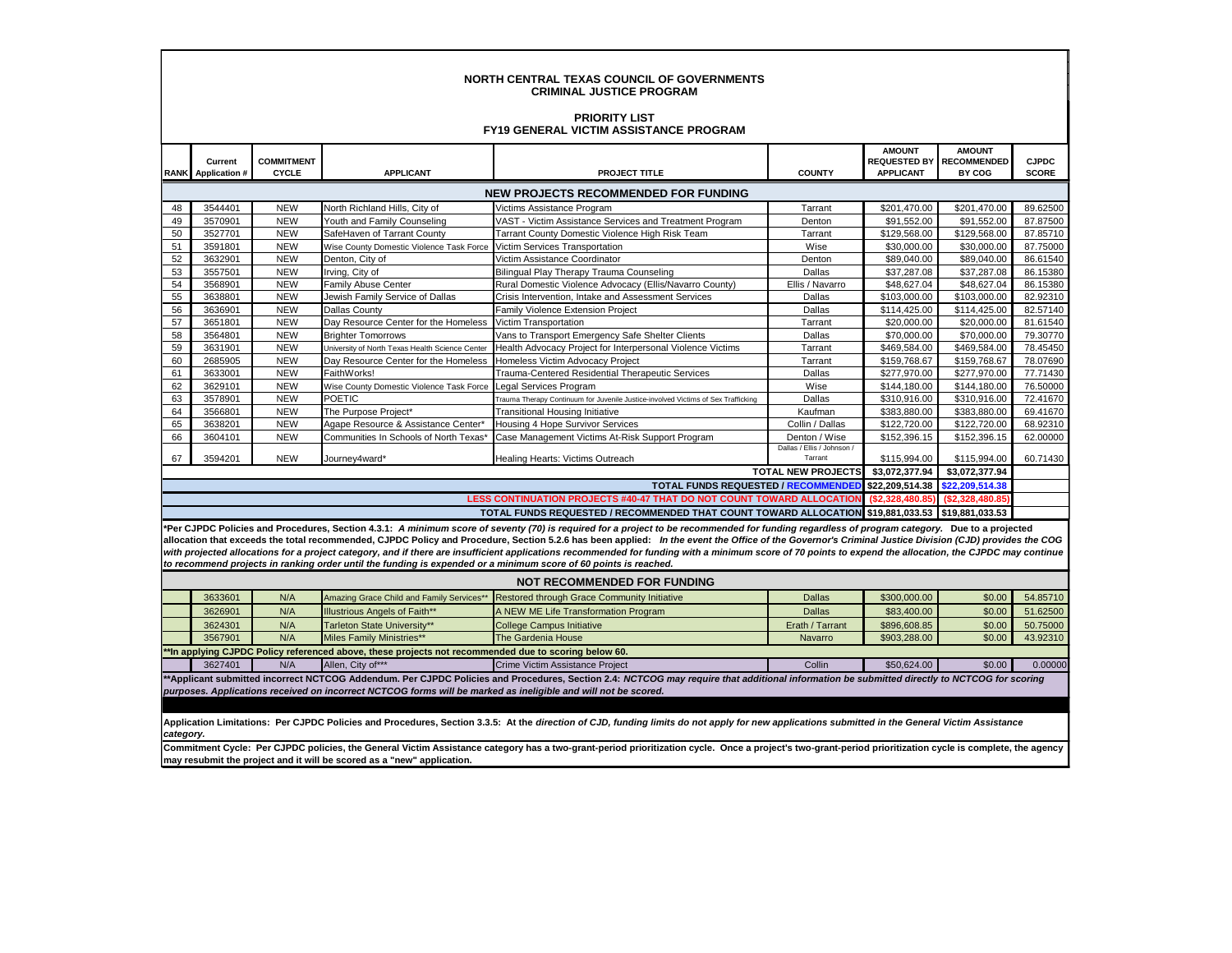**NORTH CENTRAL TEXAS COUNCIL OF GOVERNMENTS**
**CRIMINAL JUSTICE PROGRAM**

**PRIORITY LIST**
**FY19 GENERAL VICTIM ASSISTANCE PROGRAM**

| RANK | Current Application # | COMMITMENT CYCLE | APPLICANT | PROJECT TITLE | COUNTY | AMOUNT REQUESTED BY APPLICANT | AMOUNT RECOMMENDED BY COG | CJPDC SCORE |
|---|---|---|---|---|---|---|---|---|
| **NEW PROJECTS RECOMMENDED FOR FUNDING** | | | | | | | | |
| 48 | 3544401 | NEW | North Richland Hills, City of | Victims Assistance Program | Tarrant | $201,470.00 | $201,470.00 | 89.62500 |
| 49 | 3570901 | NEW | Youth and Family Counseling | VAST - Victim Assistance Services and Treatment Program | Denton | $91,552.00 | $91,552.00 | 87.87500 |
| 50 | 3527701 | NEW | SafeHaven of Tarrant County | Tarrant County Domestic Violence High Risk Team | Tarrant | $129,568.00 | $129,568.00 | 87.85710 |
| 51 | 3591801 | NEW | Wise County Domestic Violence Task Force | Victim Services Transportation | Wise | $30,000.00 | $30,000.00 | 87.75000 |
| 52 | 3632901 | NEW | Denton, City of | Victim Assistance Coordinator | Denton | $89,040.00 | $89,040.00 | 86.61540 |
| 53 | 3557501 | NEW | Irving, City of | Bilingual Play Therapy Trauma Counseling | Dallas | $37,287.08 | $37,287.08 | 86.15380 |
| 54 | 3568901 | NEW | Family Abuse Center | Rural Domestic Violence Advocacy (Ellis/Navarro County) | Ellis / Navarro | $48,627.04 | $48,627.04 | 86.15380 |
| 55 | 3638801 | NEW | Jewish Family Service of Dallas | Crisis Intervention, Intake and Assessment Services | Dallas | $103,000.00 | $103,000.00 | 82.92310 |
| 56 | 3636901 | NEW | Dallas County | Family Violence Extension Project | Dallas | $114,425.00 | $114,425.00 | 82.57140 |
| 57 | 3651801 | NEW | Day Resource Center for the Homeless | Victim Transportation | Tarrant | $20,000.00 | $20,000.00 | 81.61540 |
| 58 | 3564801 | NEW | Brighter Tomorrows | Vans to Transport Emergency Safe Shelter Clients | Dallas | $70,000.00 | $70,000.00 | 79.30770 |
| 59 | 3631901 | NEW | University of North Texas Health Science Center | Health Advocacy Project for Interpersonal Violence Victims | Tarrant | $469,584.00 | $469,584.00 | 78.45450 |
| 60 | 2685905 | NEW | Day Resource Center for the Homeless | Homeless Victim Advocacy Project | Tarrant | $159,768.67 | $159,768.67 | 78.07690 |
| 61 | 3633001 | NEW | FaithWorks! | Trauma-Centered Residential Therapeutic Services | Dallas | $277,970.00 | $277,970.00 | 77.71430 |
| 62 | 3629101 | NEW | Wise County Domestic Violence Task Force | Legal Services Program | Wise | $144,180.00 | $144,180.00 | 76.50000 |
| 63 | 3578901 | NEW | POETIC | Trauma Therapy Continuum for Juvenile Justice-involved Victims of Sex Trafficking | Dallas | $310,916.00 | $310,916.00 | 72.41670 |
| 64 | 3566801 | NEW | The Purpose Project* | Transitional Housing Initiative | Kaufman | $383,880.00 | $383,880.00 | 69.41670 |
| 65 | 3638201 | NEW | Agape Resource & Assistance Center* | Housing 4 Hope Survivor Services | Collin / Dallas | $122,720.00 | $122,720.00 | 68.92310 |
| 66 | 3604101 | NEW | Communities In Schools of North Texas* | Case Management Victims At-Risk Support Program | Denton / Wise | $152,396.15 | $152,396.15 | 62.00000 |
| 67 | 3594201 | NEW | Journey4award* | Healing Hearts: Victims Outreach | Dallas / Ellis / Johnson / Tarrant | $115,994.00 | $115,994.00 | 60.71430 |
| | | | | | **TOTAL NEW PROJECTS** | **$3,072,377.94** | **$3,072,377.94** | |
| | | | | **TOTAL FUNDS REQUESTED / RECOMMENDED** | | **$22,209,514.38** | **$22,209,514.38** | |
| | | | | **LESS CONTINUATION PROJECTS #40-47 THAT DO NOT COUNT TOWARD ALLOCATION** | | **($2,328,480.85)** | **($2,328,480.85)** | |
| | | | | **TOTAL FUNDS REQUESTED / RECOMMENDED THAT COUNT TOWARD ALLOCATION** | | **$19,881,033.53** | **$19,881,033.53** | |

**\*Per CJPDC Policies and Procedures, Section 4.3.1:** ***A minimum score of seventy (70) is required for a project to be recommended for funding regardless of program category.*** **Due to a projected allocation that exceeds the total recommended, CJPDC Policy and Procedure, Section 5.2.6 has been applied:** ***In the event the Office of the Governor's Criminal Justice Division (CJD) provides the COG with projected allocations for a project category, and if there are insufficient applications recommended for funding with a minimum score of 70 points to expend the allocation, the CJPDC may continue to recommend projects in ranking order until the funding is expended or a minimum score of 60 points is reached.***

| RANK | Current Application # | COMMITMENT CYCLE | APPLICANT | PROJECT TITLE | COUNTY | AMOUNT REQUESTED BY APPLICANT | AMOUNT RECOMMENDED BY COG | CJPDC SCORE |
|---|---|---|---|---|---|---|---|---|
| **NOT RECOMMENDED FOR FUNDING** | | | | | | | | |
| | 3633601 | N/A | Amazing Grace Child and Family Services** | Restored through Grace Community Initiative | Dallas | $300,000.00 | $0.00 | 54.85710 |
| | 3626901 | N/A | Illustrious Angels of Faith** | A NEW ME Life Transformation Program | Dallas | $83,400.00 | $0.00 | 51.62500 |
| | 3624301 | N/A | Tarleton State University** | College Campus Initiative | Erath / Tarrant | $896,608.85 | $0.00 | 50.75000 |
| | 3567901 | N/A | Miles Family Ministries** | The Gardenia House | Navarro | $903,288.00 | $0.00 | 43.92310 |
| **\*\*In applying CJPDC Policy referenced above, these projects not recommended due to scoring below 60.** | | | | | | | | |
| | 3627401 | N/A | Allen, City of*** | Crime Victim Assistance Project | Collin | $50,624.00 | $0.00 | 0.00000 |

**\*\*Applicant submitted incorrect NCTCOG Addendum. Per CJPDC Policies and Procedures, Section 2.4:** ***NCTCOG may require that additional information be submitted directly to NCTCOG for scoring purposes. Applications received on incorrect NCTCOG forms will be marked as ineligible and will not be scored.***

**Application Limitations: Per CJPDC Policies and Procedures, Section 3.3.5: At the** ***direction of CJD, funding limits do not apply for new applications submitted in the General Victim Assistance category.***

**Commitment Cycle: Per CJPDC policies, the General Victim Assistance category has a two-grant-period prioritization cycle. Once a project's two-grant-period prioritization cycle is complete, the agency may resubmit the project and it will be scored as a "new" application.**